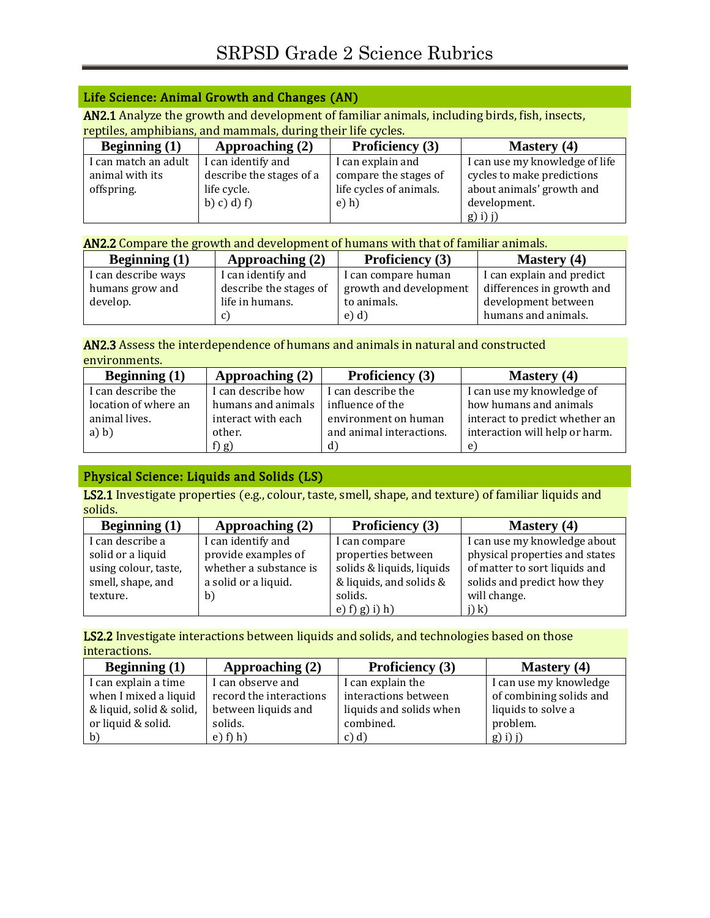# SRPSD Grade 2 Science Rubrics

## Life Science: Animal Growth and Changes (AN)

**AN2.1** Analyze the growth and development of familiar animals, including birds, fish, insects, reptiles, amphibians, and mammals, during their life cycles.

| Beginning (1) | Approaching (2) | Proficiency (3) | Mastery (4) |
|---|---|---|---|
| I can match an adult animal with its offspring. | I can identify and describe the stages of a life cycle.<br>b) c) d) f) | I can explain and compare the stages of life cycles of animals.<br>e) h) | I can use my knowledge of life cycles to make predictions about animals' growth and development.<br>g) i) j) |

**AN2.2** Compare the growth and development of humans with that of familiar animals.

| Beginning (1) | Approaching (2) | Proficiency (3) | Mastery (4) |
|---|---|---|---|
| I can describe ways humans grow and develop. | I can identify and describe the stages of life in humans.<br>c) | I can compare human growth and development to animals.<br>e) d) | I can explain and predict differences in growth and development between humans and animals. |

**AN2.3** Assess the interdependence of humans and animals in natural and constructed environments.

| Beginning (1) | Approaching (2) | Proficiency (3) | Mastery (4) |
|---|---|---|---|
| I can describe the location of where an animal lives.<br>a) b) | I can describe how humans and animals interact with each other.<br>f) g) | I can describe the influence of the environment on human and animal interactions.<br>d) | I can use my knowledge of how humans and animals interact to predict whether an interaction will help or harm.<br>e) |

## Physical Science: Liquids and Solids (LS)

**LS2.1** Investigate properties (e.g., colour, taste, smell, shape, and texture) of familiar liquids and solids.

| Beginning (1) | Approaching (2) | Proficiency (3) | Mastery (4) |
|---|---|---|---|
| I can describe a solid or a liquid using colour, taste, smell, shape, and texture. | I can identify and provide examples of whether a substance is a solid or a liquid.<br>b) | I can compare properties between solids & liquids, liquids & liquids, and solids & solids.<br>e) f) g) i) h) | I can use my knowledge about physical properties and states of matter to sort liquids and solids and predict how they will change.<br>j) k) |

**LS2.2** Investigate interactions between liquids and solids, and technologies based on those interactions.

| Beginning (1) | Approaching (2) | Proficiency (3) | Mastery (4) |
|---|---|---|---|
| I can explain a time when I mixed a liquid & liquid, solid & solid, or liquid & solid.<br>b) | I can observe and record the interactions between liquids and solids.<br>e) f) h) | I can explain the interactions between liquids and solids when combined.<br>c) d) | I can use my knowledge of combining solids and liquids to solve a problem.<br>g) i) j) |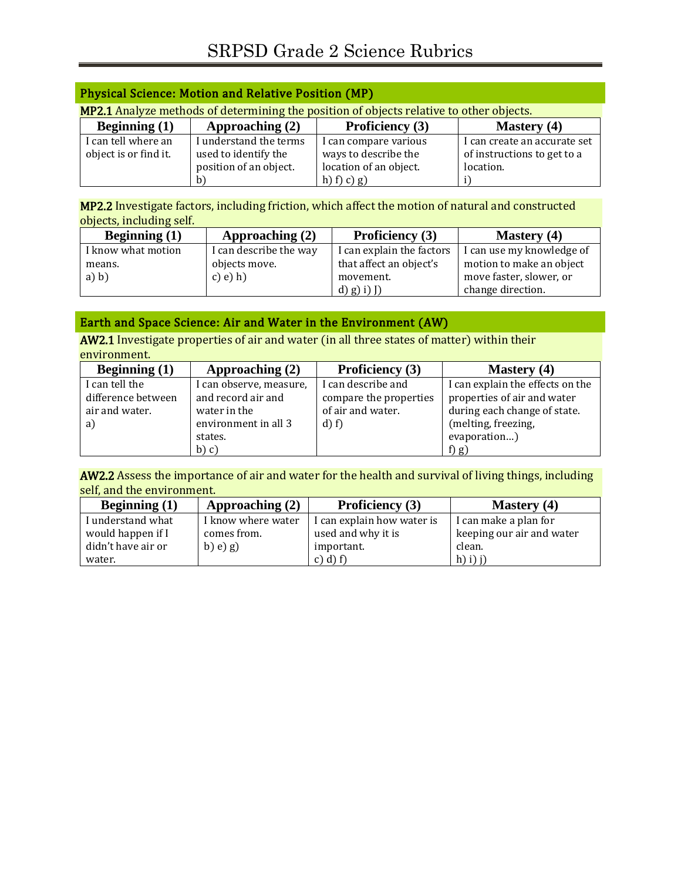# SRPSD Grade 2 Science Rubrics

## Physical Science: Motion and Relative Position (MP)

**MP2.1** Analyze methods of determining the position of objects relative to other objects.

| Beginning (1) | Approaching (2) | Proficiency (3) | Mastery (4) |
|---|---|---|---|
| I can tell where an object is or find it. | I understand the terms used to identify the position of an object. b) | I can compare various ways to describe the location of an object. h) f) c) g) | I can create an accurate set of instructions to get to a location. i) |

**MP2.2** Investigate factors, including friction, which affect the motion of natural and constructed objects, including self.

| Beginning (1) | Approaching (2) | Proficiency (3) | Mastery (4) |
|---|---|---|---|
| I know what motion means. a) b) | I can describe the way objects move. c) e) h) | I can explain the factors that affect an object's movement. d) g) i) J) | I can use my knowledge of motion to make an object move faster, slower, or change direction. |

## Earth and Space Science: Air and Water in the Environment (AW)

**AW2.1** Investigate properties of air and water (in all three states of matter) within their environment.

| Beginning (1) | Approaching (2) | Proficiency (3) | Mastery (4) |
|---|---|---|---|
| I can tell the difference between air and water. a) | I can observe, measure, and record air and water in the environment in all 3 states. b) c) | I can describe and compare the properties of air and water. d) f) | I can explain the effects on the properties of air and water during each change of state. (melting, freezing, evaporation…) f) g) |

**AW2.2** Assess the importance of air and water for the health and survival of living things, including self, and the environment.

| Beginning (1) | Approaching (2) | Proficiency (3) | Mastery (4) |
|---|---|---|---|
| I understand what would happen if I didn't have air or water. | I know where water comes from. b) e) g) | I can explain how water is used and why it is important. c) d) f) | I can make a plan for keeping our air and water clean. h) i) j) |